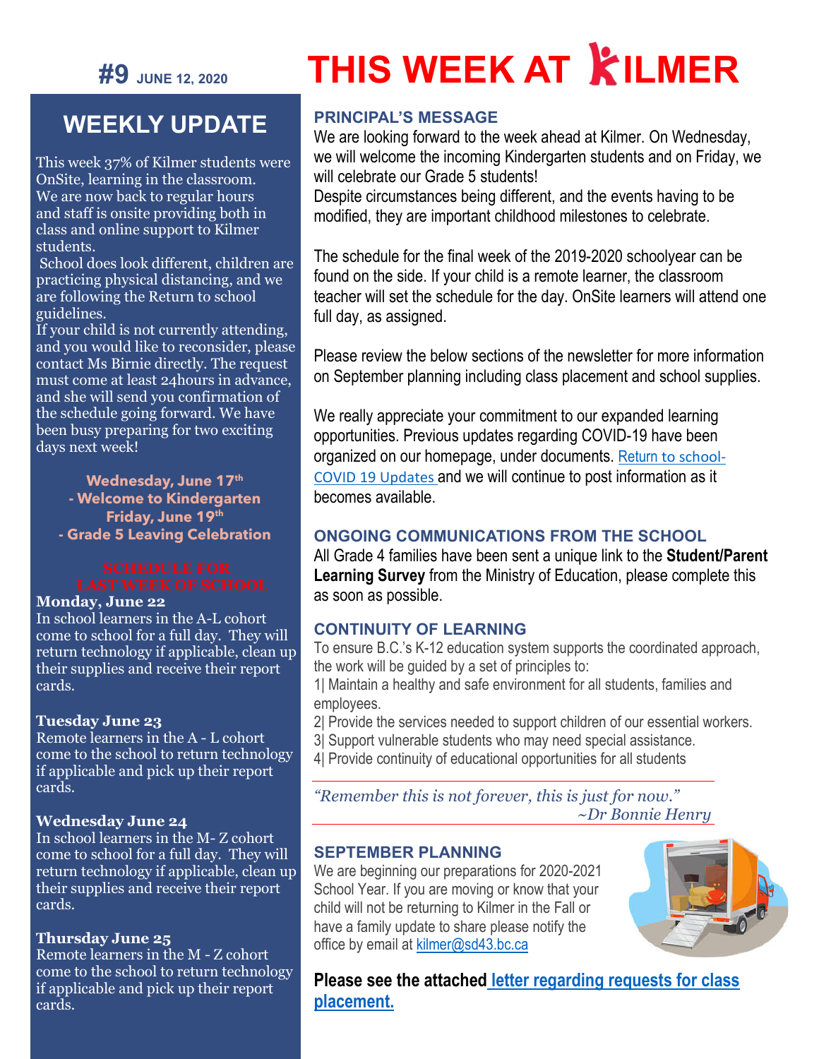# THIS WEEK AT KILMER

**#9** JUNE 12, 2020

## WEEKLY UPDATE

This week 37% of Kilmer students were OnSite, learning in the classroom. We are now back to regular hours and staff is onsite providing both in class and online support to Kilmer students.

School does look different, children are practicing physical distancing, and we are following the Return to school guidelines.

If your child is not currently attending, and you would like to reconsider, please contact Ms Birnie directly. The request must come at least 24hours in advance, and she will send you confirmation of the schedule going forward. We have been busy preparing for two exciting days next week!

**Wednesday, June 17th - Welcome to Kindergarten**
**Friday, June 19th - Grade 5 Leaving Celebration**

### SCHEDULE FOR LAST WEEK OF SCHOOL

**Monday, June 22**
In school learners in the A-L cohort come to school for a full day. They will return technology if applicable, clean up their supplies and receive their report cards.

**Tuesday June 23**
Remote learners in the A - L cohort come to the school to return technology if applicable and pick up their report cards.

**Wednesday June 24**
In school learners in the M- Z cohort come to school for a full day. They will return technology if applicable, clean up their supplies and receive their report cards.

**Thursday June 25**
Remote learners in the M - Z cohort come to the school to return technology if applicable and pick up their report cards.

## PRINCIPAL'S MESSAGE

We are looking forward to the week ahead at Kilmer. On Wednesday, we will welcome the incoming Kindergarten students and on Friday, we will celebrate our Grade 5 students!

Despite circumstances being different, and the events having to be modified, they are important childhood milestones to celebrate.

The schedule for the final week of the 2019-2020 schoolyear can be found on the side. If your child is a remote learner, the classroom teacher will set the schedule for the day. OnSite learners will attend one full day, as assigned.

Please review the below sections of the newsletter for more information on September planning including class placement and school supplies.

We really appreciate your commitment to our expanded learning opportunities. Previous updates regarding COVID-19 have been organized on our homepage, under documents. Return to school-COVID 19 Updates and we will continue to post information as it becomes available.

## ONGOING COMMUNICATIONS FROM THE SCHOOL

All Grade 4 families have been sent a unique link to the **Student/Parent Learning Survey** from the Ministry of Education, please complete this as soon as possible.

## CONTINUITY OF LEARNING

To ensure B.C.'s K-12 education system supports the coordinated approach, the work will be guided by a set of principles to:

1| Maintain a healthy and safe environment for all students, families and employees.

2| Provide the services needed to support children of our essential workers.

3| Support vulnerable students who may need special assistance.

4| Provide continuity of educational opportunities for all students

*"Remember this is not forever, this is just for now."*
*~Dr Bonnie Henry*

## SEPTEMBER PLANNING

We are beginning our preparations for 2020-2021 School Year. If you are moving or know that your child will not be returning to Kilmer in the Fall or have a family update to share please notify the office by email at kilmer@sd43.bc.ca

**Please see the attached letter regarding requests for class placement.**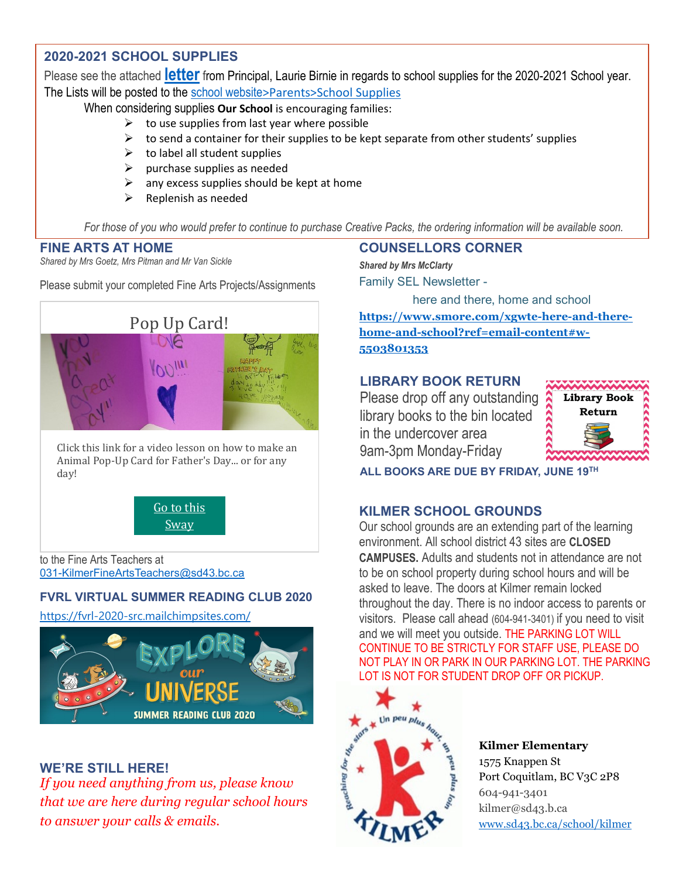## 2020-2021 SCHOOL SUPPLIES

Please see the attached **letter** from Principal, Laurie Birnie in regards to school supplies for the 2020-2021 School year. The Lists will be posted to the school website>Parents>School Supplies

When considering supplies **Our School** is encouraging families:

- to use supplies from last year where possible
- to send a container for their supplies to be kept separate from other students' supplies
- to label all student supplies
- purchase supplies as needed
- any excess supplies should be kept at home
- Replenish as needed

*For those of you who would prefer to continue to purchase Creative Packs, the ordering information will be available soon.*

## FINE ARTS AT HOME

*Shared by Mrs Goetz, Mrs Pitman and Mr Van Sickle*

Please submit your completed Fine Arts Projects/Assignments

Pop Up Card!

Click this link for a video lesson on how to make an Animal Pop-Up Card for Father's Day... or for any day!

Go to this Sway

to the Fine Arts Teachers at 031-KilmerFineArtsTeachers@sd43.bc.ca

## FVRL VIRTUAL SUMMER READING CLUB 2020

https://fvrl-2020-src.mailchimpsites.com/

EXPLORE our UNIVERSE SUMMER READING CLUB 2020

## WE'RE STILL HERE!

*If you need anything from us, please know that we are here during regular school hours to answer your calls & emails.*

## COUNSELLORS CORNER

***Shared by Mrs McClarty***

Family SEL Newsletter - here and there, home and school

**https://www.smore.com/xgwte-here-and-there-home-and-school?ref=email-content#w-5503801353**

## LIBRARY BOOK RETURN

Please drop off any outstanding library books to the bin located in the undercover area 9am-3pm Monday-Friday

**Library Book Return**

**ALL BOOKS ARE DUE BY FRIDAY, JUNE 19TH**

## KILMER SCHOOL GROUNDS

Our school grounds are an extending part of the learning environment. All school district 43 sites are **CLOSED CAMPUSES.** Adults and students not in attendance are not to be on school property during school hours and will be asked to leave. The doors at Kilmer remain locked throughout the day. There is no indoor access to parents or visitors. Please call ahead (604-941-3401) if you need to visit and we will meet you outside. THE PARKING LOT WILL CONTINUE TO BE STRICTLY FOR STAFF USE, PLEASE DO NOT PLAY IN OR PARK IN OUR PARKING LOT. THE PARKING LOT IS NOT FOR STUDENT DROP OFF OR PICKUP.

Reaching for the stars · Un peu plus haut, un peu plus loin · KILMER

**Kilmer Elementary**
1575 Knappen St
Port Coquitlam, BC V3C 2P8
604-941-3401
kilmer@sd43.b.ca
www.sd43.bc.ca/school/kilmer